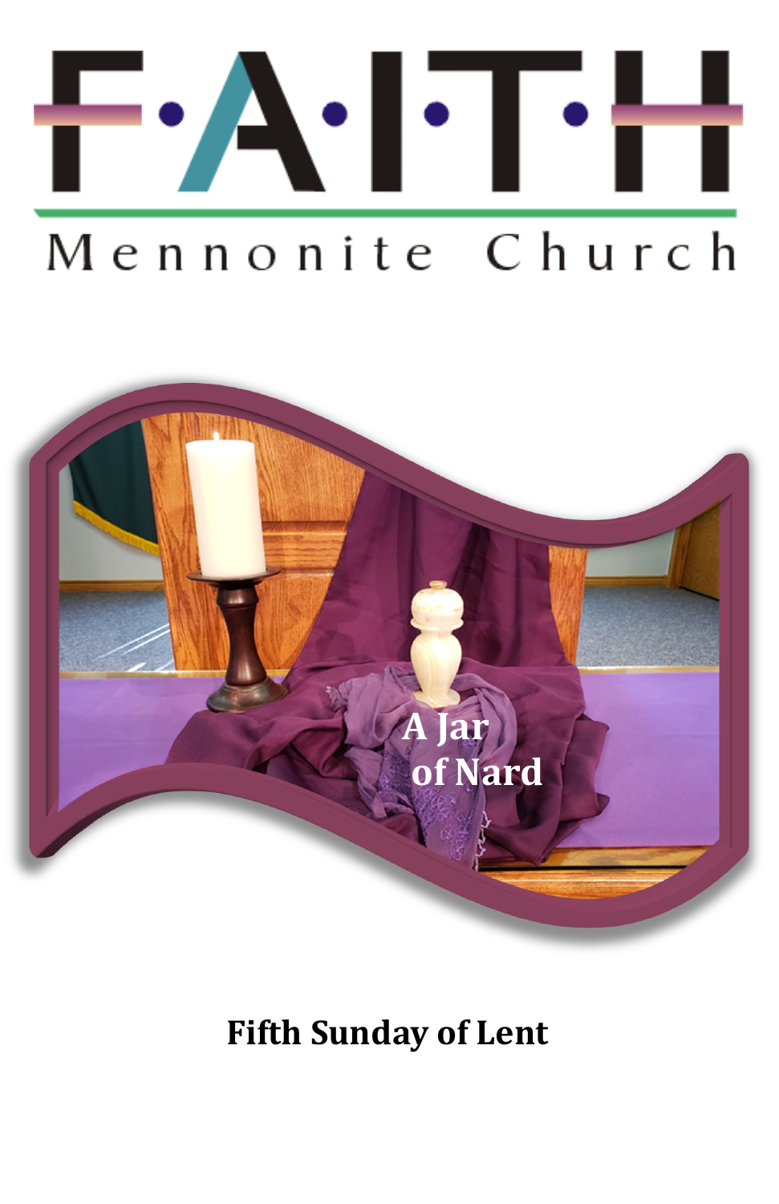# F·A·I·T·H

## Mennonite Church

A Jar of Nard

**Fifth Sunday of Lent**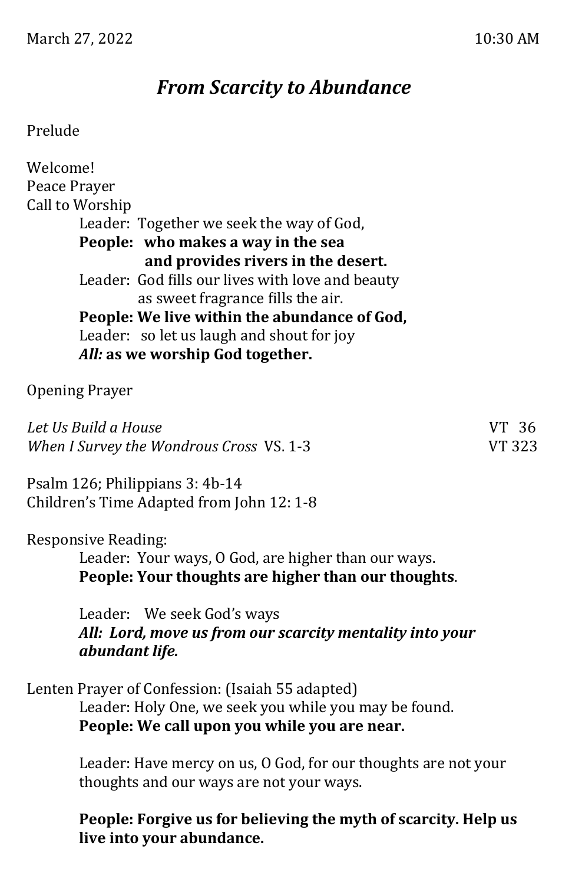March 27, 2022 10:30 AM

## *From Scarcity to Abundance*

Prelude

Welcome!
Peace Prayer
Call to Worship

Leader: Together we seek the way of God,
**People: who makes a way in the sea and provides rivers in the desert.**
Leader: God fills our lives with love and beauty as sweet fragrance fills the air.
**People: We live within the abundance of God,**
Leader: so let us laugh and shout for joy
***All:* as we worship God together.**

Opening Prayer

*Let Us Build a House* VT 36
*When I Survey the Wondrous Cross* VS. 1-3 VT 323

Psalm 126; Philippians 3: 4b-14
Children's Time Adapted from John 12: 1-8

Responsive Reading:

Leader: Your ways, O God, are higher than our ways.
**People: Your thoughts are higher than our thoughts**.

Leader: We seek God's ways
***All: Lord, move us from our scarcity mentality into your abundant life.***

Lenten Prayer of Confession: (Isaiah 55 adapted)

Leader: Holy One, we seek you while you may be found.
**People: We call upon you while you are near.**

Leader: Have mercy on us, O God, for our thoughts are not your thoughts and our ways are not your ways.

**People: Forgive us for believing the myth of scarcity. Help us live into your abundance.**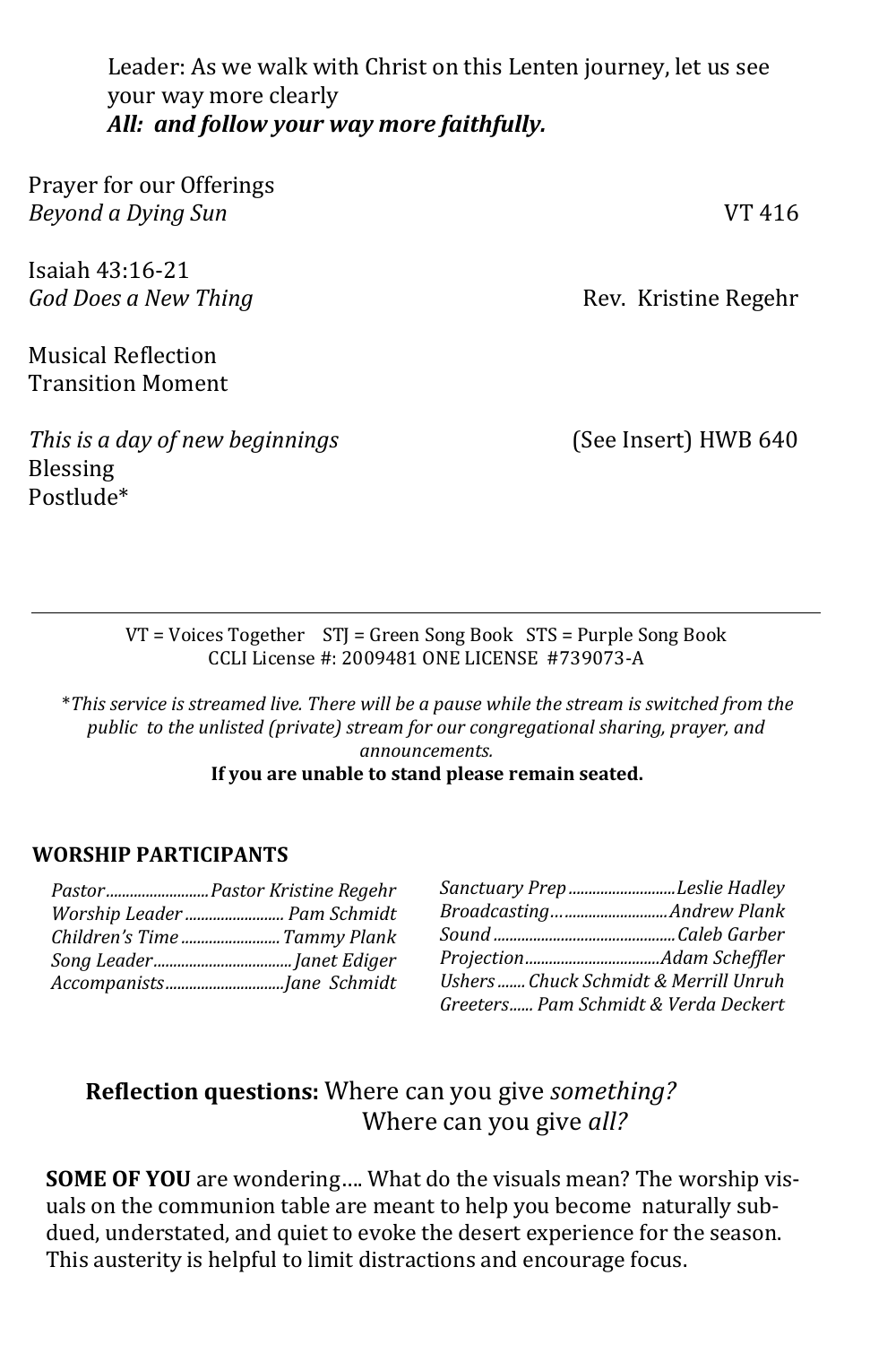Leader: As we walk with Christ on this Lenten journey, let us see your way more clearly
***All: and follow your way more faithfully.***

Prayer for our Offerings
*Beyond a Dying Sun* VT 416

Isaiah 43:16-21
*God Does a New Thing* Rev. Kristine Regehr

Musical Reflection
Transition Moment

*This is a day of new beginnings* (See Insert) HWB 640
Blessing
Postlude*

---

VT = Voices Together STJ = Green Song Book STS = Purple Song Book
CCLI License #: 2009481 ONE LICENSE #739073-A

**This service is streamed live. There will be a pause while the stream is switched from the public to the unlisted (private) stream for our congregational sharing, prayer, and announcements.*
**If you are unable to stand please remain seated.**

**WORSHIP PARTICIPANTS**

*Pastor..........................Pastor Kristine Regehr*
*Worship Leader ......................... Pam Schmidt*
*Children's Time ......................... Tammy Plank*
*Song Leader.................................. Janet Ediger*
*Accompanists.............................Jane Schmidt*
*Sanctuary Prep ...........................Leslie Hadley*
*Broadcasting…...........................Andrew Plank*
*Sound ..............................................Caleb Garber*
*Projection..................................Adam Scheffler*
*Ushers ....... Chuck Schmidt & Merrill Unruh*
*Greeters...... Pam Schmidt & Verda Deckert*

**Reflection questions:** Where can you give *something?*
Where can you give *all?*

**SOME OF YOU** are wondering…. What do the visuals mean? The worship visuals on the communion table are meant to help you become naturally subdued, understated, and quiet to evoke the desert experience for the season. This austerity is helpful to limit distractions and encourage focus.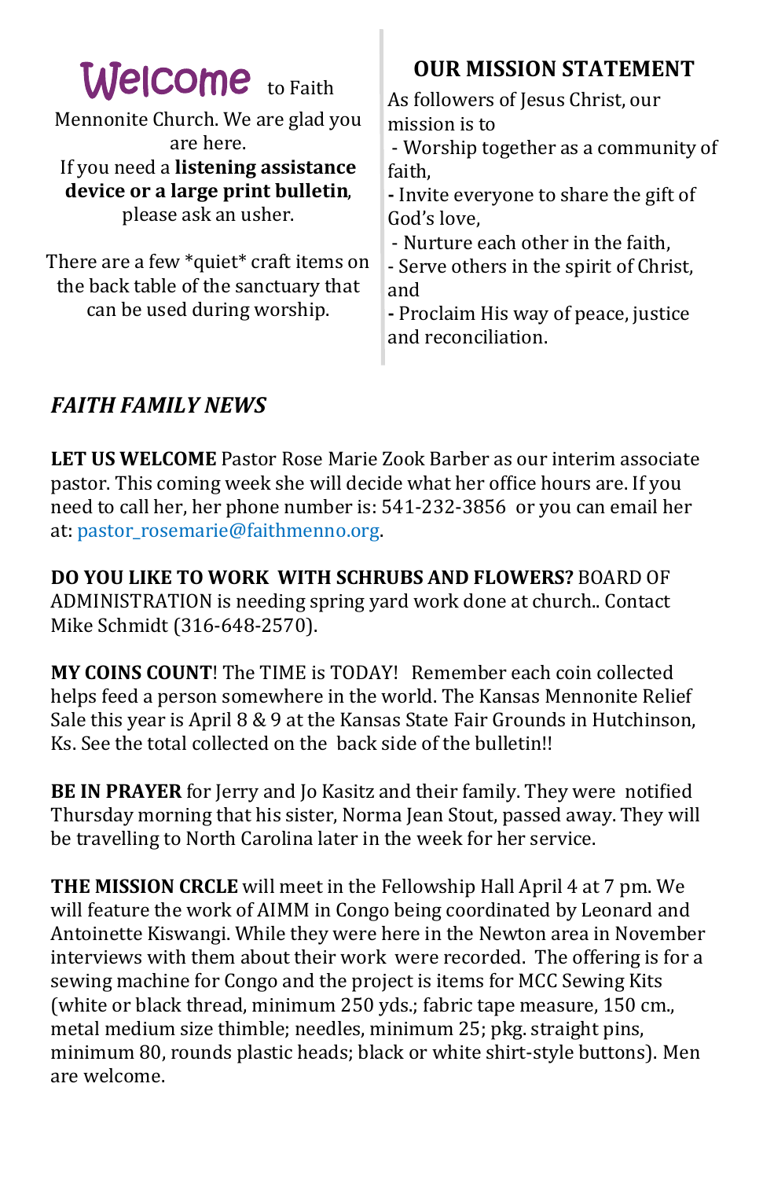**Welcome** to Faith Mennonite Church. We are glad you are here.

If you need a **listening assistance device or a large print bulletin**, please ask an usher.

There are a few *quiet* craft items on the back table of the sanctuary that can be used during worship.

## OUR MISSION STATEMENT

As followers of Jesus Christ, our mission is to

- Worship together as a community of faith,
- Invite everyone to share the gift of God's love,
- Nurture each other in the faith,
- Serve others in the spirit of Christ, and
- Proclaim His way of peace, justice and reconciliation.

## *FAITH FAMILY NEWS*

**LET US WELCOME** Pastor Rose Marie Zook Barber as our interim associate pastor. This coming week she will decide what her office hours are. If you need to call her, her phone number is: 541-232-3856 or you can email her at: pastor_rosemarie@faithmenno.org.

**DO YOU LIKE TO WORK WITH SCHRUBS AND FLOWERS?** BOARD OF ADMINISTRATION is needing spring yard work done at church.. Contact Mike Schmidt (316-648-2570).

**MY COINS COUNT**! The TIME is TODAY! Remember each coin collected helps feed a person somewhere in the world. The Kansas Mennonite Relief Sale this year is April 8 & 9 at the Kansas State Fair Grounds in Hutchinson, Ks. See the total collected on the back side of the bulletin!!

**BE IN PRAYER** for Jerry and Jo Kasitz and their family. They were notified Thursday morning that his sister, Norma Jean Stout, passed away. They will be travelling to North Carolina later in the week for her service.

**THE MISSION CRCLE** will meet in the Fellowship Hall April 4 at 7 pm. We will feature the work of AIMM in Congo being coordinated by Leonard and Antoinette Kiswangi. While they were here in the Newton area in November interviews with them about their work were recorded. The offering is for a sewing machine for Congo and the project is items for MCC Sewing Kits (white or black thread, minimum 250 yds.; fabric tape measure, 150 cm., metal medium size thimble; needles, minimum 25; pkg. straight pins, minimum 80, rounds plastic heads; black or white shirt-style buttons). Men are welcome.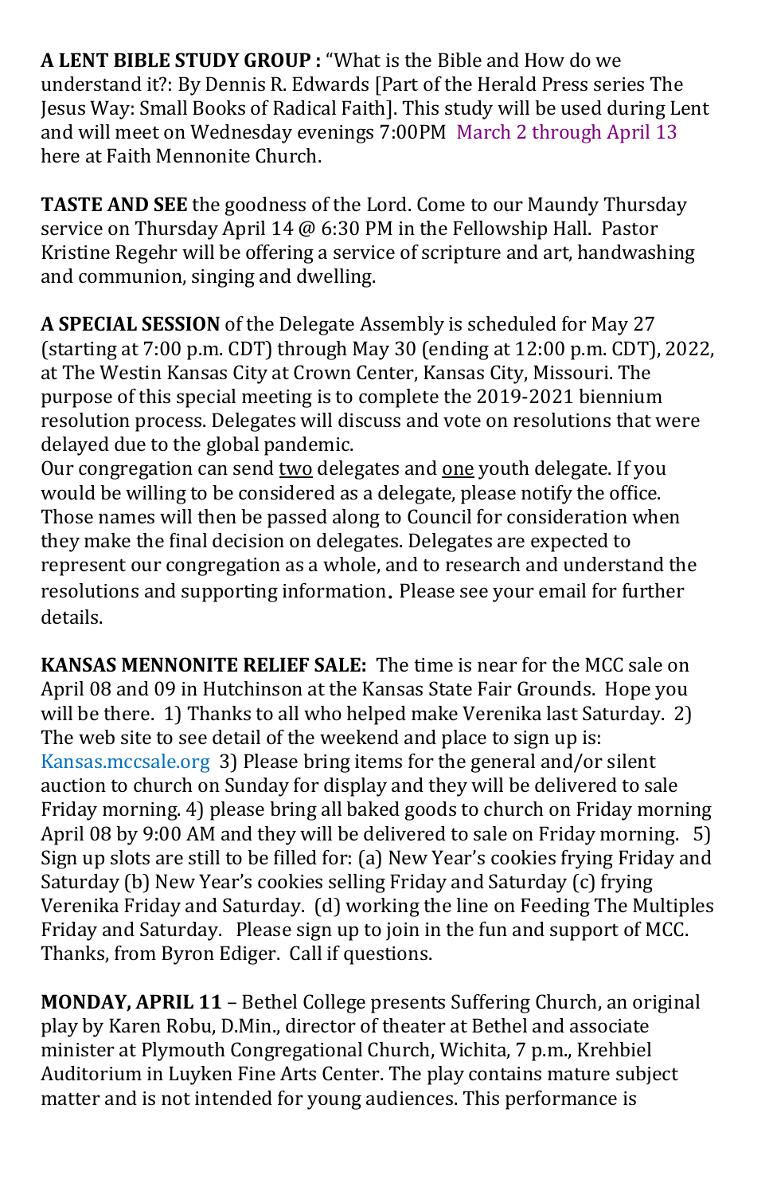**A LENT BIBLE STUDY GROUP :** "What is the Bible and How do we understand it?: By Dennis R. Edwards [Part of the Herald Press series The Jesus Way: Small Books of Radical Faith]. This study will be used during Lent and will meet on Wednesday evenings 7:00PM March 2 through April 13 here at Faith Mennonite Church.

**TASTE AND SEE** the goodness of the Lord. Come to our Maundy Thursday service on Thursday April 14 @ 6:30 PM in the Fellowship Hall. Pastor Kristine Regehr will be offering a service of scripture and art, handwashing and communion, singing and dwelling.

**A SPECIAL SESSION** of the Delegate Assembly is scheduled for May 27 (starting at 7:00 p.m. CDT) through May 30 (ending at 12:00 p.m. CDT), 2022, at The Westin Kansas City at Crown Center, Kansas City, Missouri. The purpose of this special meeting is to complete the 2019-2021 biennium resolution process. Delegates will discuss and vote on resolutions that were delayed due to the global pandemic.
Our congregation can send <u>two</u> delegates and <u>one</u> youth delegate. If you would be willing to be considered as a delegate, please notify the office. Those names will then be passed along to Council for consideration when they make the final decision on delegates. Delegates are expected to represent our congregation as a whole, and to research and understand the resolutions and supporting information. Please see your email for further details.

**KANSAS MENNONITE RELIEF SALE:** The time is near for the MCC sale on April 08 and 09 in Hutchinson at the Kansas State Fair Grounds. Hope you will be there. 1) Thanks to all who helped make Verenika last Saturday. 2) The web site to see detail of the weekend and place to sign up is: Kansas.mccsale.org 3) Please bring items for the general and/or silent auction to church on Sunday for display and they will be delivered to sale Friday morning. 4) please bring all baked goods to church on Friday morning April 08 by 9:00 AM and they will be delivered to sale on Friday morning. 5) Sign up slots are still to be filled for: (a) New Year's cookies frying Friday and Saturday (b) New Year's cookies selling Friday and Saturday (c) frying Verenika Friday and Saturday. (d) working the line on Feeding The Multiples Friday and Saturday. Please sign up to join in the fun and support of MCC. Thanks, from Byron Ediger. Call if questions.

**MONDAY, APRIL 11** – Bethel College presents Suffering Church, an original play by Karen Robu, D.Min., director of theater at Bethel and associate minister at Plymouth Congregational Church, Wichita, 7 p.m., Krehbiel Auditorium in Luyken Fine Arts Center. The play contains mature subject matter and is not intended for young audiences. This performance is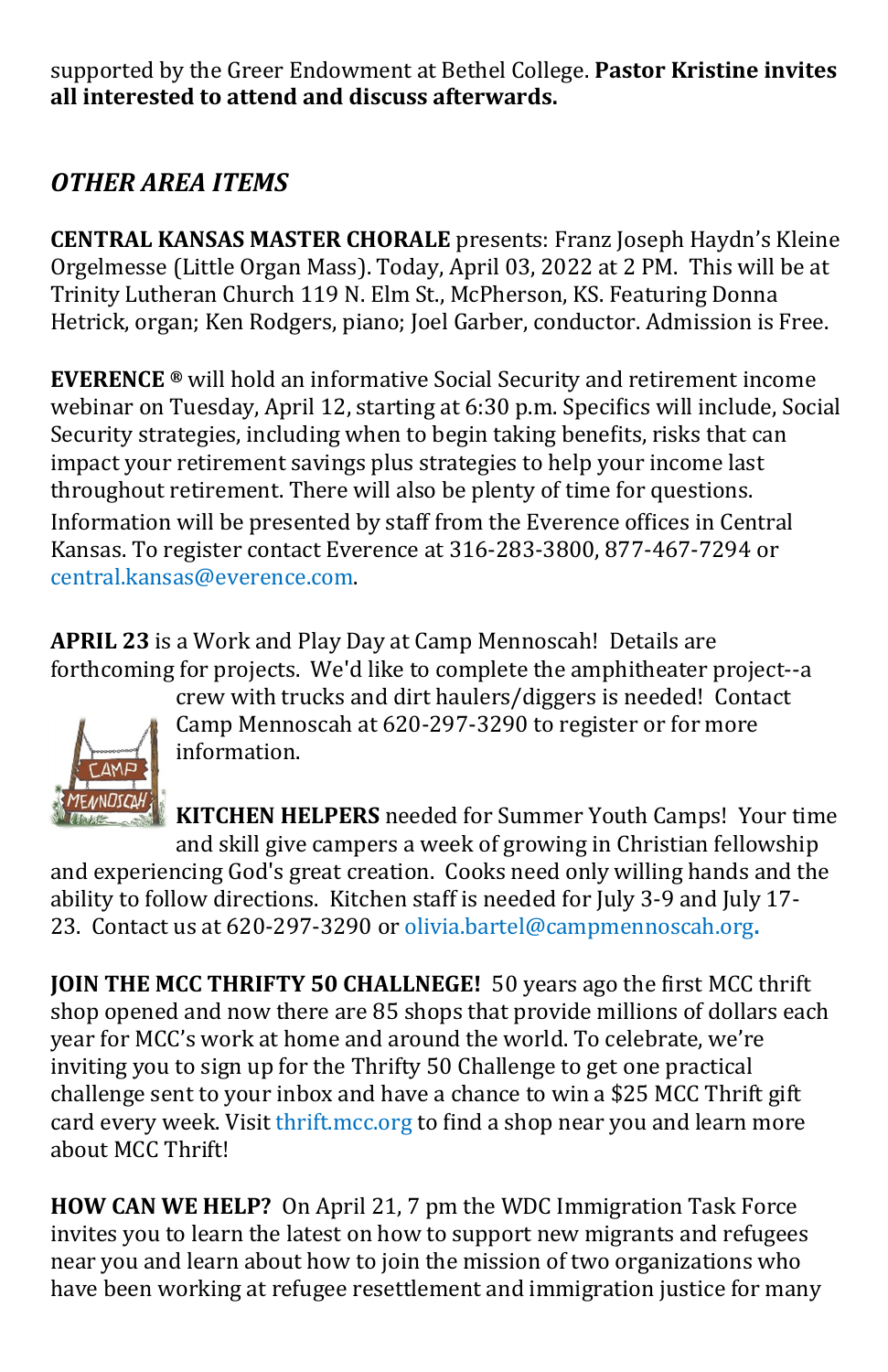supported by the Greer Endowment at Bethel College. **Pastor Kristine invites all interested to attend and discuss afterwards.**

## *OTHER AREA ITEMS*

**CENTRAL KANSAS MASTER CHORALE** presents: Franz Joseph Haydn's Kleine Orgelmesse (Little Organ Mass). Today, April 03, 2022 at 2 PM. This will be at Trinity Lutheran Church 119 N. Elm St., McPherson, KS. Featuring Donna Hetrick, organ; Ken Rodgers, piano; Joel Garber, conductor. Admission is Free.

**EVERENCE ®** will hold an informative Social Security and retirement income webinar on Tuesday, April 12, starting at 6:30 p.m. Specifics will include, Social Security strategies, including when to begin taking benefits, risks that can impact your retirement savings plus strategies to help your income last throughout retirement. There will also be plenty of time for questions. Information will be presented by staff from the Everence offices in Central Kansas. To register contact Everence at 316-283-3800, 877-467-7294 or central.kansas@everence.com.

**APRIL 23** is a Work and Play Day at Camp Mennoscah! Details are forthcoming for projects. We'd like to complete the amphitheater project--a crew with trucks and dirt haulers/diggers is needed! Contact Camp Mennoscah at 620-297-3290 to register or for more information.

**KITCHEN HELPERS** needed for Summer Youth Camps! Your time and skill give campers a week of growing in Christian fellowship and experiencing God's great creation. Cooks need only willing hands and the ability to follow directions. Kitchen staff is needed for July 3-9 and July 17-23. Contact us at 620-297-3290 or olivia.bartel@campmennoscah.org.

**JOIN THE MCC THRIFTY 50 CHALLNEGE!** 50 years ago the first MCC thrift shop opened and now there are 85 shops that provide millions of dollars each year for MCC's work at home and around the world. To celebrate, we're inviting you to sign up for the Thrifty 50 Challenge to get one practical challenge sent to your inbox and have a chance to win a $25 MCC Thrift gift card every week. Visit thrift.mcc.org to find a shop near you and learn more about MCC Thrift!

**HOW CAN WE HELP?** On April 21, 7 pm the WDC Immigration Task Force invites you to learn the latest on how to support new migrants and refugees near you and learn about how to join the mission of two organizations who have been working at refugee resettlement and immigration justice for many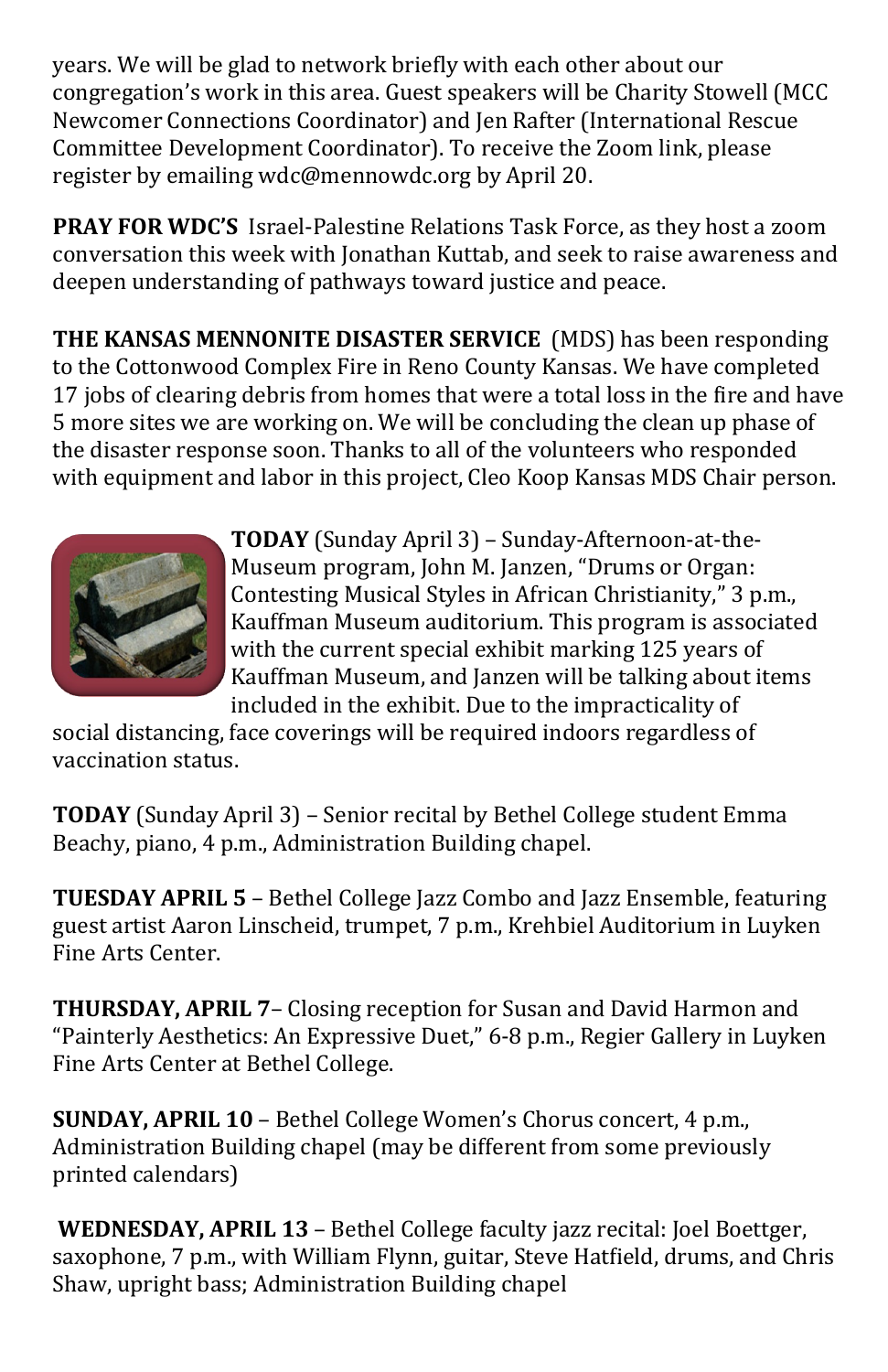years. We will be glad to network briefly with each other about our congregation's work in this area. Guest speakers will be Charity Stowell (MCC Newcomer Connections Coordinator) and Jen Rafter (International Rescue Committee Development Coordinator). To receive the Zoom link, please register by emailing wdc@mennowdc.org by April 20.

**PRAY FOR WDC'S** Israel-Palestine Relations Task Force, as they host a zoom conversation this week with Jonathan Kuttab, and seek to raise awareness and deepen understanding of pathways toward justice and peace.

**THE KANSAS MENNONITE DISASTER SERVICE** (MDS) has been responding to the Cottonwood Complex Fire in Reno County Kansas. We have completed 17 jobs of clearing debris from homes that were a total loss in the fire and have 5 more sites we are working on. We will be concluding the clean up phase of the disaster response soon. Thanks to all of the volunteers who responded with equipment and labor in this project, Cleo Koop Kansas MDS Chair person.

**TODAY** (Sunday April 3) – Sunday-Afternoon-at-the-Museum program, John M. Janzen, "Drums or Organ: Contesting Musical Styles in African Christianity," 3 p.m., Kauffman Museum auditorium. This program is associated with the current special exhibit marking 125 years of Kauffman Museum, and Janzen will be talking about items included in the exhibit. Due to the impracticality of social distancing, face coverings will be required indoors regardless of vaccination status.

**TODAY** (Sunday April 3) – Senior recital by Bethel College student Emma Beachy, piano, 4 p.m., Administration Building chapel.

**TUESDAY APRIL 5** – Bethel College Jazz Combo and Jazz Ensemble, featuring guest artist Aaron Linscheid, trumpet, 7 p.m., Krehbiel Auditorium in Luyken Fine Arts Center.

**THURSDAY, APRIL 7**– Closing reception for Susan and David Harmon and "Painterly Aesthetics: An Expressive Duet," 6-8 p.m., Regier Gallery in Luyken Fine Arts Center at Bethel College.

**SUNDAY, APRIL 10** – Bethel College Women's Chorus concert, 4 p.m., Administration Building chapel (may be different from some previously printed calendars)

**WEDNESDAY, APRIL 13** – Bethel College faculty jazz recital: Joel Boettger, saxophone, 7 p.m., with William Flynn, guitar, Steve Hatfield, drums, and Chris Shaw, upright bass; Administration Building chapel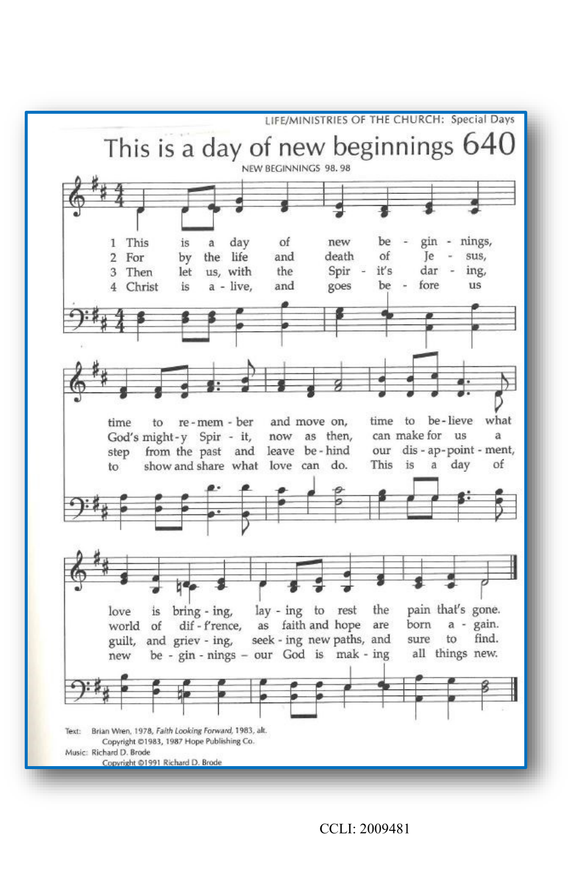LIFE/MINISTRIES OF THE CHURCH: Special Days

# This is a day of new beginnings 640

NEW BEGINNINGS 98. 98

1 This is a day of new be - gin - nings, time to re - mem - ber and move on, time to be - lieve what love is bring - ing, lay - ing to rest the pain that's gone.

2 For by the life and death of Je - sus, God's might - y Spir - it, now as then, can make for us a world of dif - f'rence, as faith and hope are born a - gain.

3 Then let us, with the Spir - it's dar - ing, step from the past and leave be - hind our dis - ap - point - ment, guilt, and griev - ing, seek - ing new paths, and sure to find.

4 Christ is a - live, and goes be - fore us to show and share what love can do. This is a day of new be - gin - nings – our God is mak - ing all things new.

Text: Brian Wren, 1978, *Faith Looking Forward*, 1983, alt.
Copyright ©1983, 1987 Hope Publishing Co.

Music: Richard D. Brode
Copyright ©1991 Richard D. Brode

CCLI: 2009481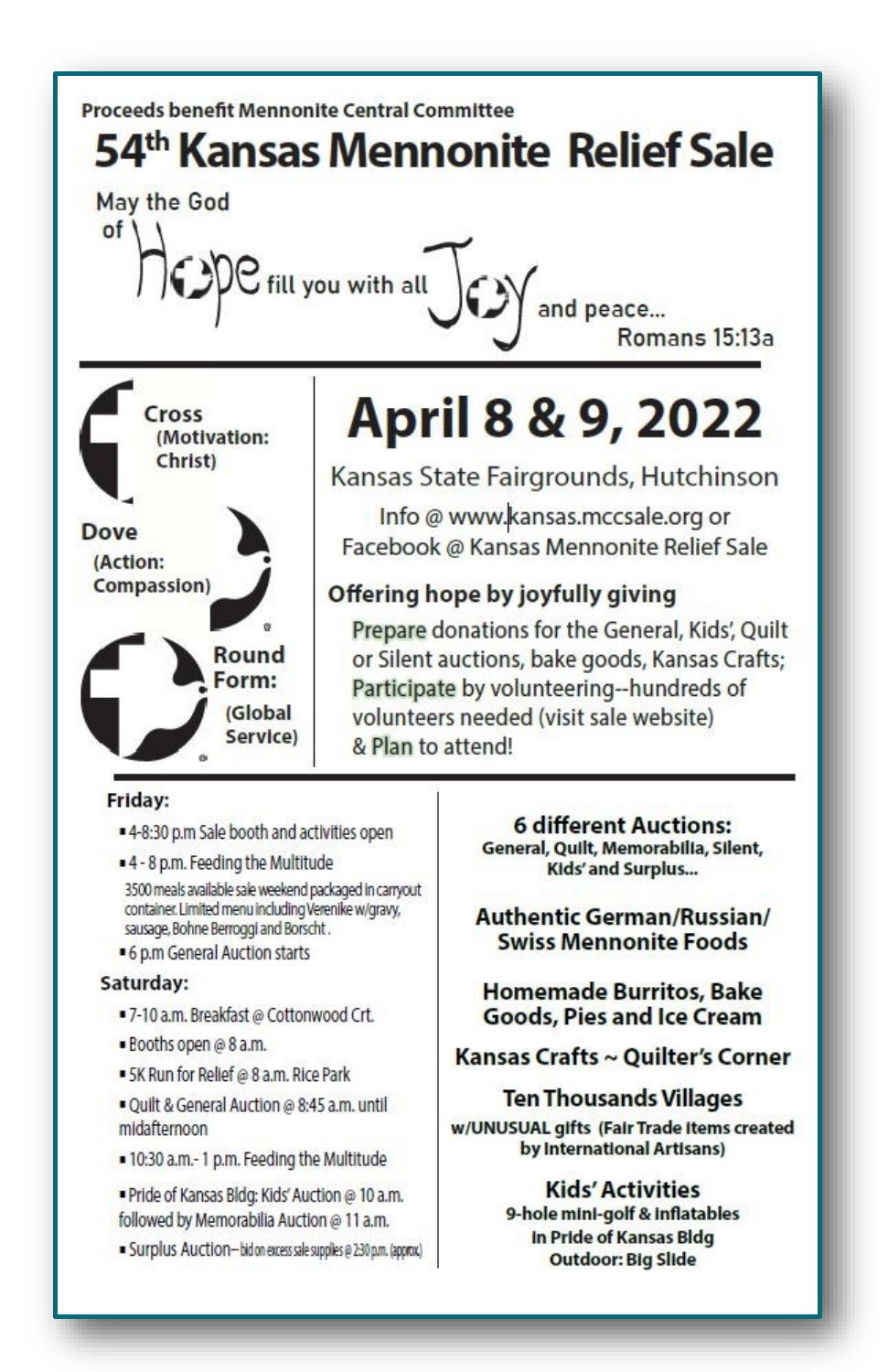Proceeds benefit Mennonite Central Committee

# 54th Kansas Mennonite Relief Sale

May the God of Hope fill you with all Joy and peace...
Romans 15:13a

**Cross** (Motivation: Christ)

**Dove** (Action: Compassion)

**Round Form:** (Global Service)

## April 8 & 9, 2022

Kansas State Fairgrounds, Hutchinson

Info @ www.kansas.mccsale.org or Facebook @ Kansas Mennonite Relief Sale

### Offering hope by joyfully giving

Prepare donations for the General, Kids', Quilt or Silent auctions, bake goods, Kansas Crafts; Participate by volunteering--hundreds of volunteers needed (visit sale website) & Plan to attend!

**Friday:**

- 4-8:30 p.m Sale booth and activities open
- 4 - 8 p.m. Feeding the Multitude
  3500 meals available sale weekend packaged in carryout container. Limited menu including Verenike w/gravy, sausage, Bohne Berroggi and Borscht.
- 6 p.m General Auction starts

**Saturday:**

- 7-10 a.m. Breakfast @ Cottonwood Crt.
- Booths open @ 8 a.m.
- 5K Run for Relief @ 8 a.m. Rice Park
- Quilt & General Auction @ 8:45 a.m. until midafternoon
- 10:30 a.m.- 1 p.m. Feeding the Multitude
- Pride of Kansas Bldg: Kids' Auction @ 10 a.m. followed by Memorabilia Auction @ 11 a.m.
- Surplus Auction–bid on excess sale supplies @ 2:30 p.m. (approx)

**6 different Auctions:**
General, Quilt, Memorabilia, Silent, Kids' and Surplus...

**Authentic German/Russian/ Swiss Mennonite Foods**

**Homemade Burritos, Bake Goods, Pies and Ice Cream**

**Kansas Crafts ~ Quilter's Corner**

**Ten Thousands Villages**
w/UNUSUAL gifts (Fair Trade items created by International Artisans)

**Kids' Activities**
9-hole mini-golf & inflatables in Pride of Kansas Bldg
Outdoor: Big Slide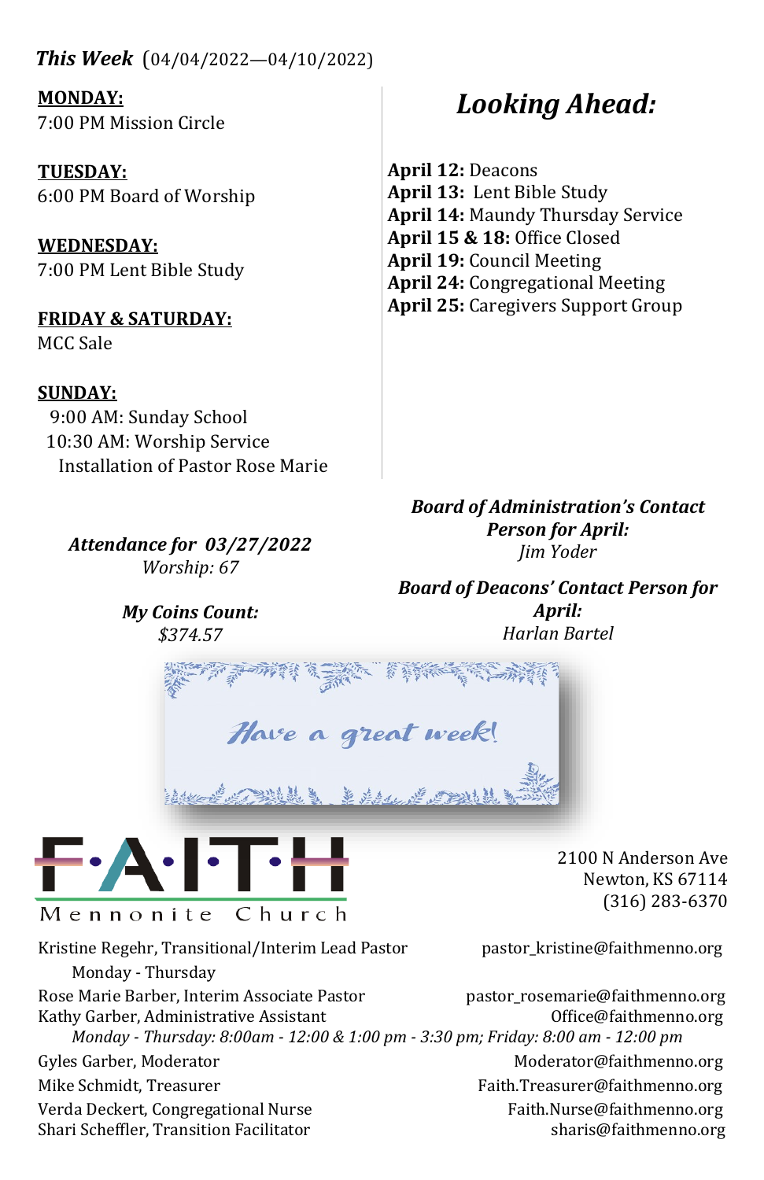***This Week*** (04/04/2022—04/10/2022)

**MONDAY:**
7:00 PM Mission Circle

**TUESDAY:**
6:00 PM Board of Worship

**WEDNESDAY:**
7:00 PM Lent Bible Study

**FRIDAY & SATURDAY:**
MCC Sale

**SUNDAY:**
9:00 AM: Sunday School
10:30 AM: Worship Service
Installation of Pastor Rose Marie

## *Looking Ahead:*

**April 12:** Deacons
**April 13:** Lent Bible Study
**April 14:** Maundy Thursday Service
**April 15 & 18:** Office Closed
**April 19:** Council Meeting
**April 24:** Congregational Meeting
**April 25:** Caregivers Support Group

***Attendance for 03/27/2022***
*Worship: 67*

***My Coins Count:***
*$374.57*

***Board of Administration's Contact Person for April:***
*Jim Yoder*

***Board of Deacons' Contact Person for April:***
*Harlan Bartel*

*Have a great week!*

**FAITH**
Mennonite Church

2100 N Anderson Ave
Newton, KS 67114
(316) 283-6370

Kristine Regehr, Transitional/Interim Lead Pastor — pastor_kristine@faithmenno.org
Monday - Thursday
Rose Marie Barber, Interim Associate Pastor — pastor_rosemarie@faithmenno.org
Kathy Garber, Administrative Assistant — Office@faithmenno.org
*Monday - Thursday: 8:00am - 12:00 & 1:00 pm - 3:30 pm; Friday: 8:00 am - 12:00 pm*
Gyles Garber, Moderator — Moderator@faithmenno.org
Mike Schmidt, Treasurer — Faith.Treasurer@faithmenno.org
Verda Deckert, Congregational Nurse — Faith.Nurse@faithmenno.org
Shari Scheffler, Transition Facilitator — sharis@faithmenno.org